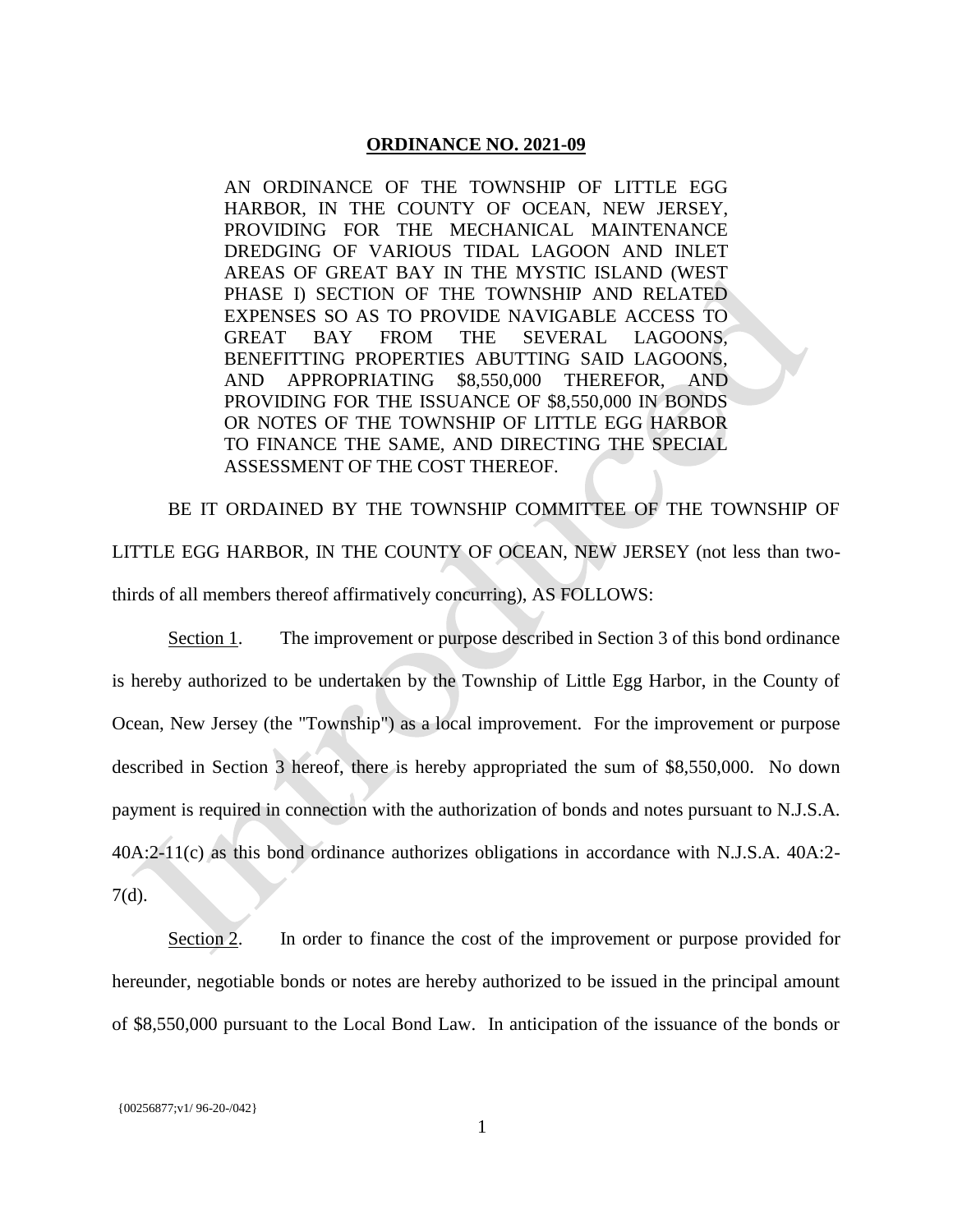**ORDINANCE NO. 2021-09**

AN ORDINANCE OF THE TOWNSHIP OF LITTLE EGG HARBOR, IN THE COUNTY OF OCEAN, NEW JERSEY, PROVIDING FOR THE MECHANICAL MAINTENANCE DREDGING OF VARIOUS TIDAL LAGOON AND INLET AREAS OF GREAT BAY IN THE MYSTIC ISLAND (WEST PHASE I) SECTION OF THE TOWNSHIP AND RELATED EXPENSES SO AS TO PROVIDE NAVIGABLE ACCESS TO GREAT BAY FROM THE SEVERAL LAGOONS, BENEFITTING PROPERTIES ABUTTING SAID LAGOONS, AND APPROPRIATING $8,550,000 THEREFOR, AND PROVIDING FOR THE ISSUANCE OF $8,550,000 IN BONDS OR NOTES OF THE TOWNSHIP OF LITTLE EGG HARBOR TO FINANCE THE SAME, AND DIRECTING THE SPECIAL ASSESSMENT OF THE COST THEREOF.

BE IT ORDAINED BY THE TOWNSHIP COMMITTEE OF THE TOWNSHIP OF LITTLE EGG HARBOR, IN THE COUNTY OF OCEAN, NEW JERSEY (not less than two-thirds of all members thereof affirmatively concurring), AS FOLLOWS:

Section 1. The improvement or purpose described in Section 3 of this bond ordinance is hereby authorized to be undertaken by the Township of Little Egg Harbor, in the County of Ocean, New Jersey (the "Township") as a local improvement. For the improvement or purpose described in Section 3 hereof, there is hereby appropriated the sum of $8,550,000. No down payment is required in connection with the authorization of bonds and notes pursuant to N.J.S.A. 40A:2-11(c) as this bond ordinance authorizes obligations in accordance with N.J.S.A. 40A:2-7(d).

Section 2. In order to finance the cost of the improvement or purpose provided for hereunder, negotiable bonds or notes are hereby authorized to be issued in the principal amount of $8,550,000 pursuant to the Local Bond Law. In anticipation of the issuance of the bonds or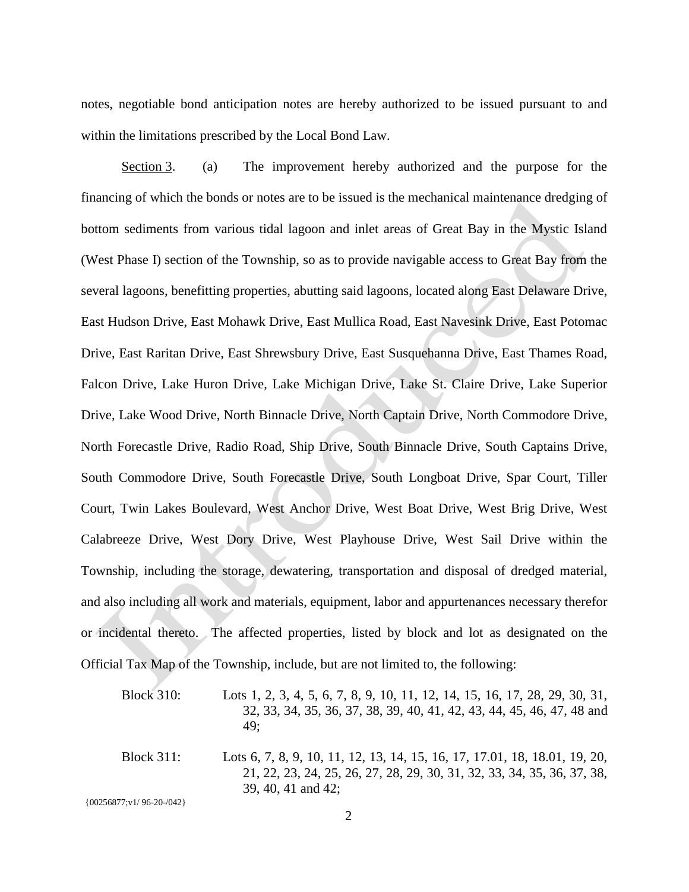notes, negotiable bond anticipation notes are hereby authorized to be issued pursuant to and within the limitations prescribed by the Local Bond Law.

Section 3. (a) The improvement hereby authorized and the purpose for the financing of which the bonds or notes are to be issued is the mechanical maintenance dredging of bottom sediments from various tidal lagoon and inlet areas of Great Bay in the Mystic Island (West Phase I) section of the Township, so as to provide navigable access to Great Bay from the several lagoons, benefitting properties, abutting said lagoons, located along East Delaware Drive, East Hudson Drive, East Mohawk Drive, East Mullica Road, East Navesink Drive, East Potomac Drive, East Raritan Drive, East Shrewsbury Drive, East Susquehanna Drive, East Thames Road, Falcon Drive, Lake Huron Drive, Lake Michigan Drive, Lake St. Claire Drive, Lake Superior Drive, Lake Wood Drive, North Binnacle Drive, North Captain Drive, North Commodore Drive, North Forecastle Drive, Radio Road, Ship Drive, South Binnacle Drive, South Captains Drive, South Commodore Drive, South Forecastle Drive, South Longboat Drive, Spar Court, Tiller Court, Twin Lakes Boulevard, West Anchor Drive, West Boat Drive, West Brig Drive, West Calabreeze Drive, West Dory Drive, West Playhouse Drive, West Sail Drive within the Township, including the storage, dewatering, transportation and disposal of dredged material, and also including all work and materials, equipment, labor and appurtenances necessary therefor or incidental thereto. The affected properties, listed by block and lot as designated on the Official Tax Map of the Township, include, but are not limited to, the following:

Block 310: Lots 1, 2, 3, 4, 5, 6, 7, 8, 9, 10, 11, 12, 14, 15, 16, 17, 28, 29, 30, 31, 32, 33, 34, 35, 36, 37, 38, 39, 40, 41, 42, 43, 44, 45, 46, 47, 48 and 49;

Block 311: Lots 6, 7, 8, 9, 10, 11, 12, 13, 14, 15, 16, 17, 17.01, 18, 18.01, 19, 20, 21, 22, 23, 24, 25, 26, 27, 28, 29, 30, 31, 32, 33, 34, 35, 36, 37, 38, 39, 40, 41 and 42;

{00256877;v1/ 96-20-/042}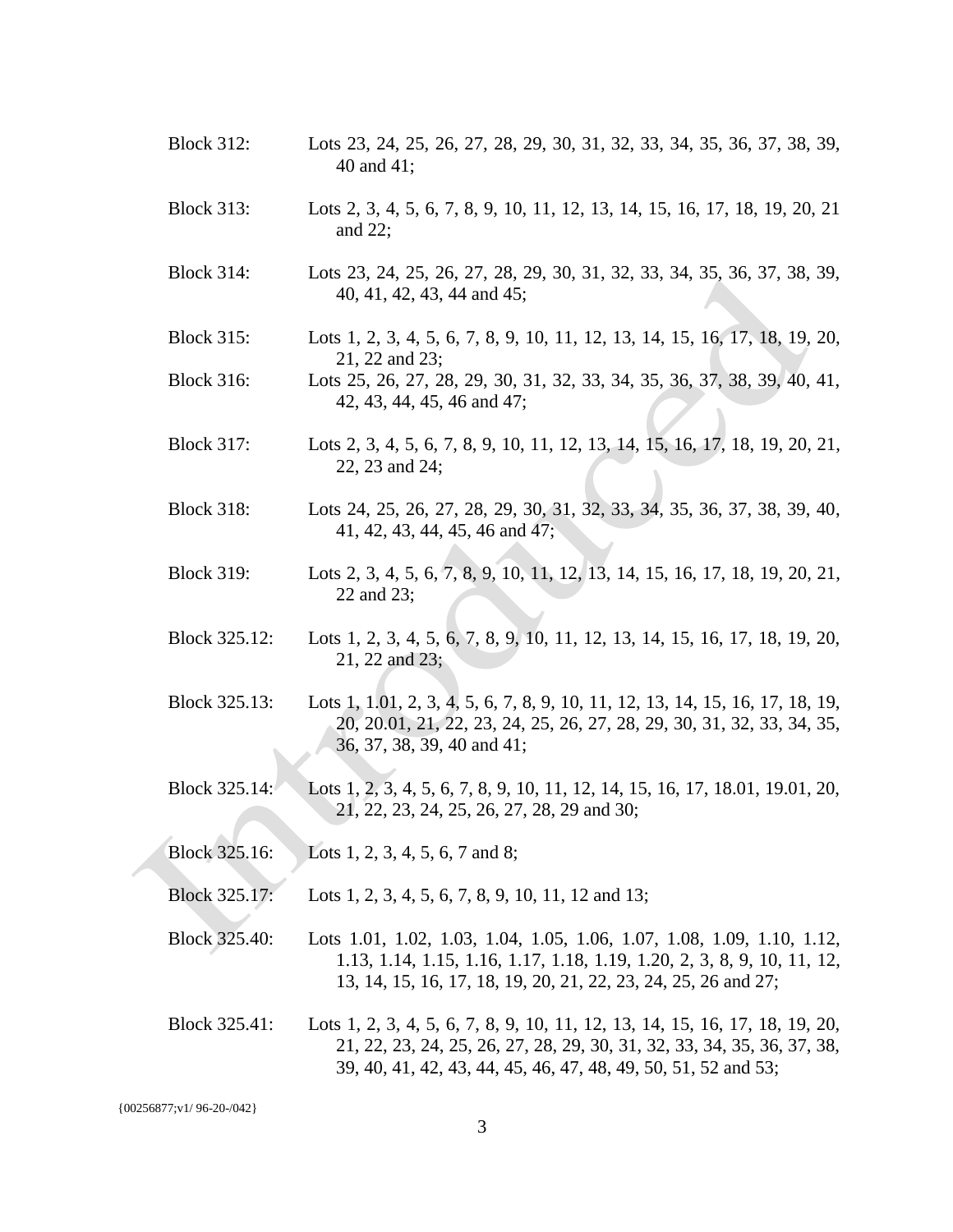Block 312: Lots 23, 24, 25, 26, 27, 28, 29, 30, 31, 32, 33, 34, 35, 36, 37, 38, 39, 40 and 41;

Block 313: Lots 2, 3, 4, 5, 6, 7, 8, 9, 10, 11, 12, 13, 14, 15, 16, 17, 18, 19, 20, 21 and 22;

Block 314: Lots 23, 24, 25, 26, 27, 28, 29, 30, 31, 32, 33, 34, 35, 36, 37, 38, 39, 40, 41, 42, 43, 44 and 45;

Block 315: Lots 1, 2, 3, 4, 5, 6, 7, 8, 9, 10, 11, 12, 13, 14, 15, 16, 17, 18, 19, 20, 21, 22 and 23;

Block 316: Lots 25, 26, 27, 28, 29, 30, 31, 32, 33, 34, 35, 36, 37, 38, 39, 40, 41, 42, 43, 44, 45, 46 and 47;

Block 317: Lots 2, 3, 4, 5, 6, 7, 8, 9, 10, 11, 12, 13, 14, 15, 16, 17, 18, 19, 20, 21, 22, 23 and 24;

Block 318: Lots 24, 25, 26, 27, 28, 29, 30, 31, 32, 33, 34, 35, 36, 37, 38, 39, 40, 41, 42, 43, 44, 45, 46 and 47;

Block 319: Lots 2, 3, 4, 5, 6, 7, 8, 9, 10, 11, 12, 13, 14, 15, 16, 17, 18, 19, 20, 21, 22 and 23;

Block 325.12: Lots 1, 2, 3, 4, 5, 6, 7, 8, 9, 10, 11, 12, 13, 14, 15, 16, 17, 18, 19, 20, 21, 22 and 23;

Block 325.13: Lots 1, 1.01, 2, 3, 4, 5, 6, 7, 8, 9, 10, 11, 12, 13, 14, 15, 16, 17, 18, 19, 20, 20.01, 21, 22, 23, 24, 25, 26, 27, 28, 29, 30, 31, 32, 33, 34, 35, 36, 37, 38, 39, 40 and 41;

Block 325.14: Lots 1, 2, 3, 4, 5, 6, 7, 8, 9, 10, 11, 12, 14, 15, 16, 17, 18.01, 19.01, 20, 21, 22, 23, 24, 25, 26, 27, 28, 29 and 30;

Block 325.16: Lots 1, 2, 3, 4, 5, 6, 7 and 8;

Block 325.17: Lots 1, 2, 3, 4, 5, 6, 7, 8, 9, 10, 11, 12 and 13;

Block 325.40: Lots 1.01, 1.02, 1.03, 1.04, 1.05, 1.06, 1.07, 1.08, 1.09, 1.10, 1.12, 1.13, 1.14, 1.15, 1.16, 1.17, 1.18, 1.19, 1.20, 2, 3, 8, 9, 10, 11, 12, 13, 14, 15, 16, 17, 18, 19, 20, 21, 22, 23, 24, 25, 26 and 27;

Block 325.41: Lots 1, 2, 3, 4, 5, 6, 7, 8, 9, 10, 11, 12, 13, 14, 15, 16, 17, 18, 19, 20, 21, 22, 23, 24, 25, 26, 27, 28, 29, 30, 31, 32, 33, 34, 35, 36, 37, 38, 39, 40, 41, 42, 43, 44, 45, 46, 47, 48, 49, 50, 51, 52 and 53;

{00256877;v1/ 96-20-/042}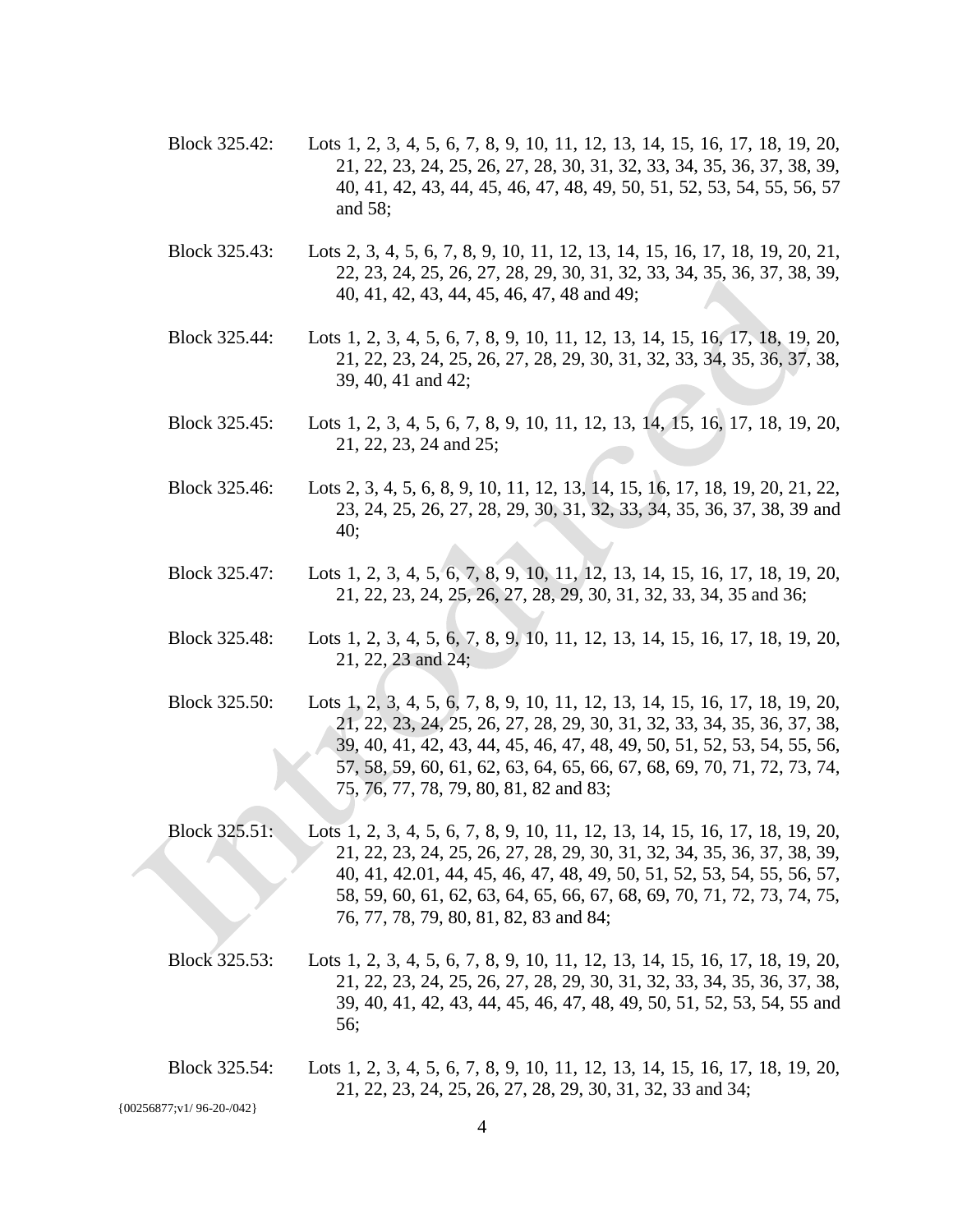Block 325.42: Lots 1, 2, 3, 4, 5, 6, 7, 8, 9, 10, 11, 12, 13, 14, 15, 16, 17, 18, 19, 20, 21, 22, 23, 24, 25, 26, 27, 28, 30, 31, 32, 33, 34, 35, 36, 37, 38, 39, 40, 41, 42, 43, 44, 45, 46, 47, 48, 49, 50, 51, 52, 53, 54, 55, 56, 57 and 58;

Block 325.43: Lots 2, 3, 4, 5, 6, 7, 8, 9, 10, 11, 12, 13, 14, 15, 16, 17, 18, 19, 20, 21, 22, 23, 24, 25, 26, 27, 28, 29, 30, 31, 32, 33, 34, 35, 36, 37, 38, 39, 40, 41, 42, 43, 44, 45, 46, 47, 48 and 49;

Block 325.44: Lots 1, 2, 3, 4, 5, 6, 7, 8, 9, 10, 11, 12, 13, 14, 15, 16, 17, 18, 19, 20, 21, 22, 23, 24, 25, 26, 27, 28, 29, 30, 31, 32, 33, 34, 35, 36, 37, 38, 39, 40, 41 and 42;

Block 325.45: Lots 1, 2, 3, 4, 5, 6, 7, 8, 9, 10, 11, 12, 13, 14, 15, 16, 17, 18, 19, 20, 21, 22, 23, 24 and 25;

Block 325.46: Lots 2, 3, 4, 5, 6, 8, 9, 10, 11, 12, 13, 14, 15, 16, 17, 18, 19, 20, 21, 22, 23, 24, 25, 26, 27, 28, 29, 30, 31, 32, 33, 34, 35, 36, 37, 38, 39 and 40;

Block 325.47: Lots 1, 2, 3, 4, 5, 6, 7, 8, 9, 10, 11, 12, 13, 14, 15, 16, 17, 18, 19, 20, 21, 22, 23, 24, 25, 26, 27, 28, 29, 30, 31, 32, 33, 34, 35 and 36;

Block 325.48: Lots 1, 2, 3, 4, 5, 6, 7, 8, 9, 10, 11, 12, 13, 14, 15, 16, 17, 18, 19, 20, 21, 22, 23 and 24;

Block 325.50: Lots 1, 2, 3, 4, 5, 6, 7, 8, 9, 10, 11, 12, 13, 14, 15, 16, 17, 18, 19, 20, 21, 22, 23, 24, 25, 26, 27, 28, 29, 30, 31, 32, 33, 34, 35, 36, 37, 38, 39, 40, 41, 42, 43, 44, 45, 46, 47, 48, 49, 50, 51, 52, 53, 54, 55, 56, 57, 58, 59, 60, 61, 62, 63, 64, 65, 66, 67, 68, 69, 70, 71, 72, 73, 74, 75, 76, 77, 78, 79, 80, 81, 82 and 83;

Block 325.51: Lots 1, 2, 3, 4, 5, 6, 7, 8, 9, 10, 11, 12, 13, 14, 15, 16, 17, 18, 19, 20, 21, 22, 23, 24, 25, 26, 27, 28, 29, 30, 31, 32, 34, 35, 36, 37, 38, 39, 40, 41, 42.01, 44, 45, 46, 47, 48, 49, 50, 51, 52, 53, 54, 55, 56, 57, 58, 59, 60, 61, 62, 63, 64, 65, 66, 67, 68, 69, 70, 71, 72, 73, 74, 75, 76, 77, 78, 79, 80, 81, 82, 83 and 84;

Block 325.53: Lots 1, 2, 3, 4, 5, 6, 7, 8, 9, 10, 11, 12, 13, 14, 15, 16, 17, 18, 19, 20, 21, 22, 23, 24, 25, 26, 27, 28, 29, 30, 31, 32, 33, 34, 35, 36, 37, 38, 39, 40, 41, 42, 43, 44, 45, 46, 47, 48, 49, 50, 51, 52, 53, 54, 55 and 56;

Block 325.54: Lots 1, 2, 3, 4, 5, 6, 7, 8, 9, 10, 11, 12, 13, 14, 15, 16, 17, 18, 19, 20, 21, 22, 23, 24, 25, 26, 27, 28, 29, 30, 31, 32, 33 and 34;

{00256877;v1/ 96-20-/042}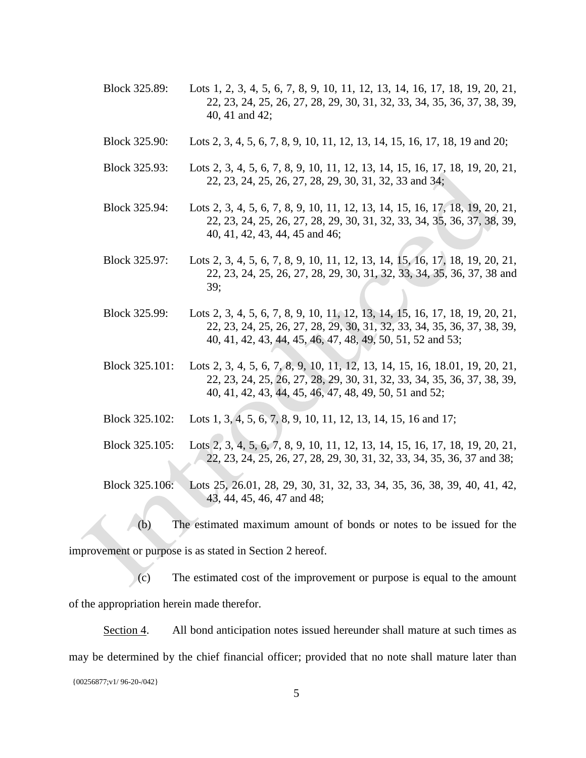Block 325.89: Lots 1, 2, 3, 4, 5, 6, 7, 8, 9, 10, 11, 12, 13, 14, 16, 17, 18, 19, 20, 21, 22, 23, 24, 25, 26, 27, 28, 29, 30, 31, 32, 33, 34, 35, 36, 37, 38, 39, 40, 41 and 42;

Block 325.90: Lots 2, 3, 4, 5, 6, 7, 8, 9, 10, 11, 12, 13, 14, 15, 16, 17, 18, 19 and 20;

Block 325.93: Lots 2, 3, 4, 5, 6, 7, 8, 9, 10, 11, 12, 13, 14, 15, 16, 17, 18, 19, 20, 21, 22, 23, 24, 25, 26, 27, 28, 29, 30, 31, 32, 33 and 34;

Block 325.94: Lots 2, 3, 4, 5, 6, 7, 8, 9, 10, 11, 12, 13, 14, 15, 16, 17, 18, 19, 20, 21, 22, 23, 24, 25, 26, 27, 28, 29, 30, 31, 32, 33, 34, 35, 36, 37, 38, 39, 40, 41, 42, 43, 44, 45 and 46;

Block 325.97: Lots 2, 3, 4, 5, 6, 7, 8, 9, 10, 11, 12, 13, 14, 15, 16, 17, 18, 19, 20, 21, 22, 23, 24, 25, 26, 27, 28, 29, 30, 31, 32, 33, 34, 35, 36, 37, 38 and 39;

Block 325.99: Lots 2, 3, 4, 5, 6, 7, 8, 9, 10, 11, 12, 13, 14, 15, 16, 17, 18, 19, 20, 21, 22, 23, 24, 25, 26, 27, 28, 29, 30, 31, 32, 33, 34, 35, 36, 37, 38, 39, 40, 41, 42, 43, 44, 45, 46, 47, 48, 49, 50, 51, 52 and 53;

Block 325.101: Lots 2, 3, 4, 5, 6, 7, 8, 9, 10, 11, 12, 13, 14, 15, 16, 18.01, 19, 20, 21, 22, 23, 24, 25, 26, 27, 28, 29, 30, 31, 32, 33, 34, 35, 36, 37, 38, 39, 40, 41, 42, 43, 44, 45, 46, 47, 48, 49, 50, 51 and 52;

Block 325.102: Lots 1, 3, 4, 5, 6, 7, 8, 9, 10, 11, 12, 13, 14, 15, 16 and 17;

Block 325.105: Lots 2, 3, 4, 5, 6, 7, 8, 9, 10, 11, 12, 13, 14, 15, 16, 17, 18, 19, 20, 21, 22, 23, 24, 25, 26, 27, 28, 29, 30, 31, 32, 33, 34, 35, 36, 37 and 38;

Block 325.106: Lots 25, 26.01, 28, 29, 30, 31, 32, 33, 34, 35, 36, 38, 39, 40, 41, 42, 43, 44, 45, 46, 47 and 48;

(b) The estimated maximum amount of bonds or notes to be issued for the improvement or purpose is as stated in Section 2 hereof.

(c) The estimated cost of the improvement or purpose is equal to the amount of the appropriation herein made therefor.

Section 4. All bond anticipation notes issued hereunder shall mature at such times as may be determined by the chief financial officer; provided that no note shall mature later than

{00256877;v1/ 96-20-/042}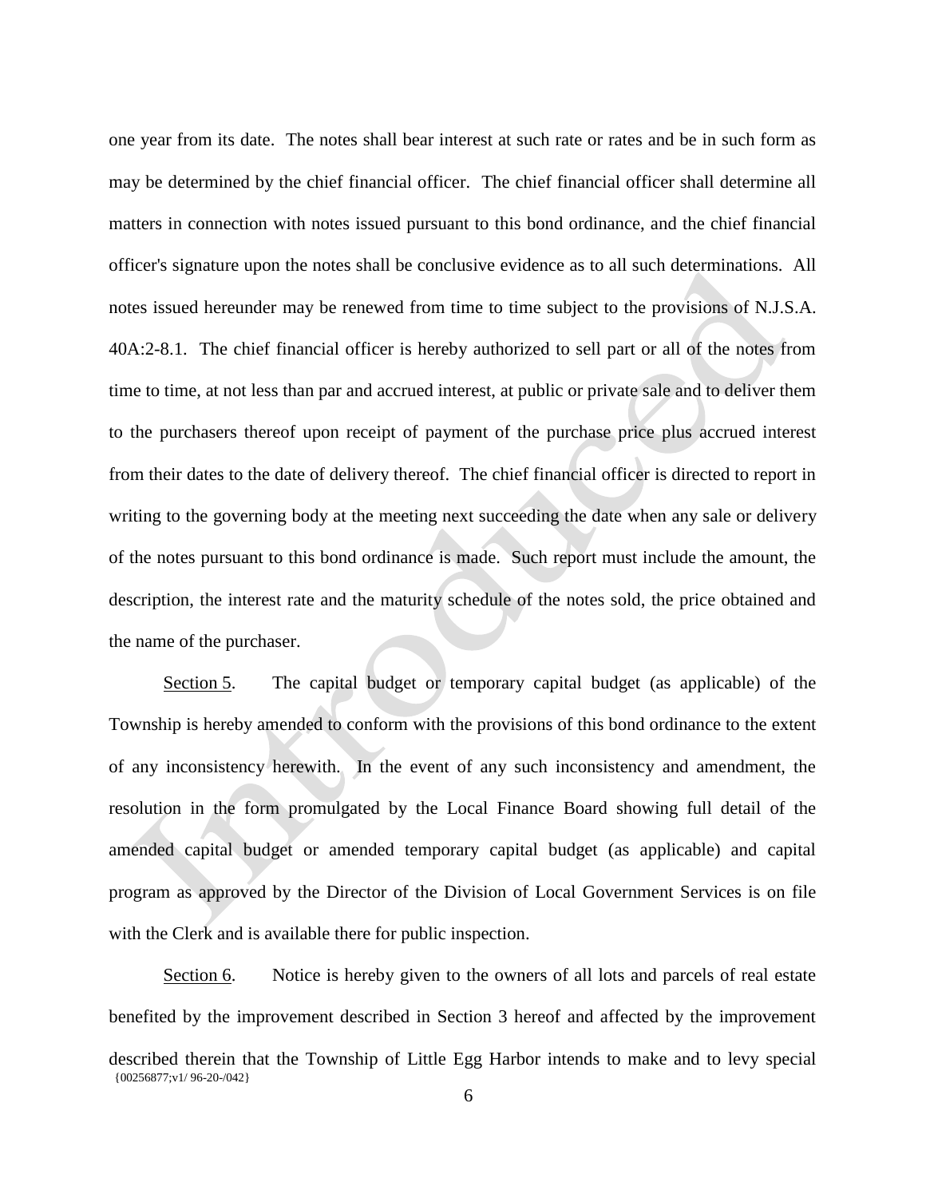one year from its date. The notes shall bear interest at such rate or rates and be in such form as may be determined by the chief financial officer. The chief financial officer shall determine all matters in connection with notes issued pursuant to this bond ordinance, and the chief financial officer's signature upon the notes shall be conclusive evidence as to all such determinations. All notes issued hereunder may be renewed from time to time subject to the provisions of N.J.S.A. 40A:2-8.1. The chief financial officer is hereby authorized to sell part or all of the notes from time to time, at not less than par and accrued interest, at public or private sale and to deliver them to the purchasers thereof upon receipt of payment of the purchase price plus accrued interest from their dates to the date of delivery thereof. The chief financial officer is directed to report in writing to the governing body at the meeting next succeeding the date when any sale or delivery of the notes pursuant to this bond ordinance is made. Such report must include the amount, the description, the interest rate and the maturity schedule of the notes sold, the price obtained and the name of the purchaser.

Section 5. The capital budget or temporary capital budget (as applicable) of the Township is hereby amended to conform with the provisions of this bond ordinance to the extent of any inconsistency herewith. In the event of any such inconsistency and amendment, the resolution in the form promulgated by the Local Finance Board showing full detail of the amended capital budget or amended temporary capital budget (as applicable) and capital program as approved by the Director of the Division of Local Government Services is on file with the Clerk and is available there for public inspection.

Section 6. Notice is hereby given to the owners of all lots and parcels of real estate benefited by the improvement described in Section 3 hereof and affected by the improvement described therein that the Township of Little Egg Harbor intends to make and to levy special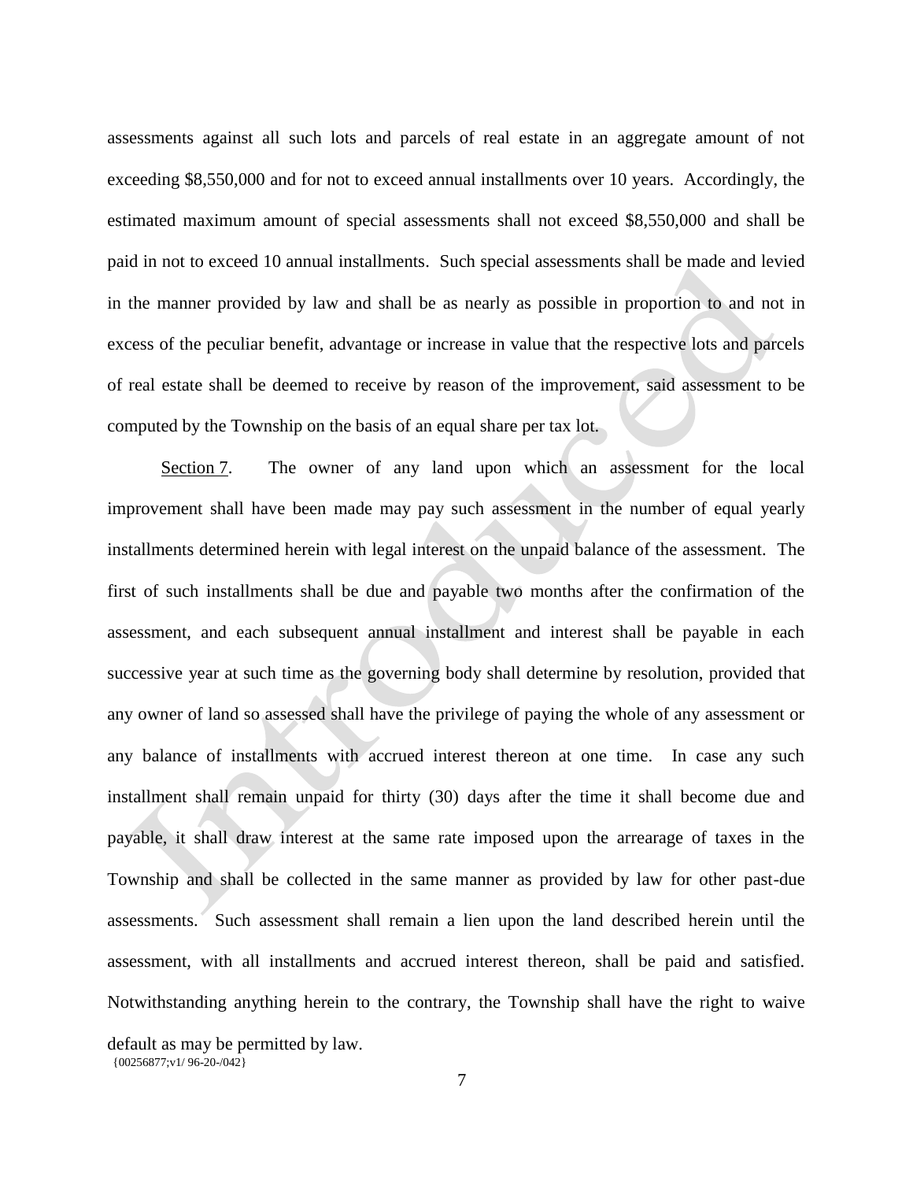assessments against all such lots and parcels of real estate in an aggregate amount of not exceeding $8,550,000 and for not to exceed annual installments over 10 years. Accordingly, the estimated maximum amount of special assessments shall not exceed $8,550,000 and shall be paid in not to exceed 10 annual installments. Such special assessments shall be made and levied in the manner provided by law and shall be as nearly as possible in proportion to and not in excess of the peculiar benefit, advantage or increase in value that the respective lots and parcels of real estate shall be deemed to receive by reason of the improvement, said assessment to be computed by the Township on the basis of an equal share per tax lot.

Section 7. The owner of any land upon which an assessment for the local improvement shall have been made may pay such assessment in the number of equal yearly installments determined herein with legal interest on the unpaid balance of the assessment. The first of such installments shall be due and payable two months after the confirmation of the assessment, and each subsequent annual installment and interest shall be payable in each successive year at such time as the governing body shall determine by resolution, provided that any owner of land so assessed shall have the privilege of paying the whole of any assessment or any balance of installments with accrued interest thereon at one time. In case any such installment shall remain unpaid for thirty (30) days after the time it shall become due and payable, it shall draw interest at the same rate imposed upon the arrearage of taxes in the Township and shall be collected in the same manner as provided by law for other past-due assessments. Such assessment shall remain a lien upon the land described herein until the assessment, with all installments and accrued interest thereon, shall be paid and satisfied. Notwithstanding anything herein to the contrary, the Township shall have the right to waive default as may be permitted by law.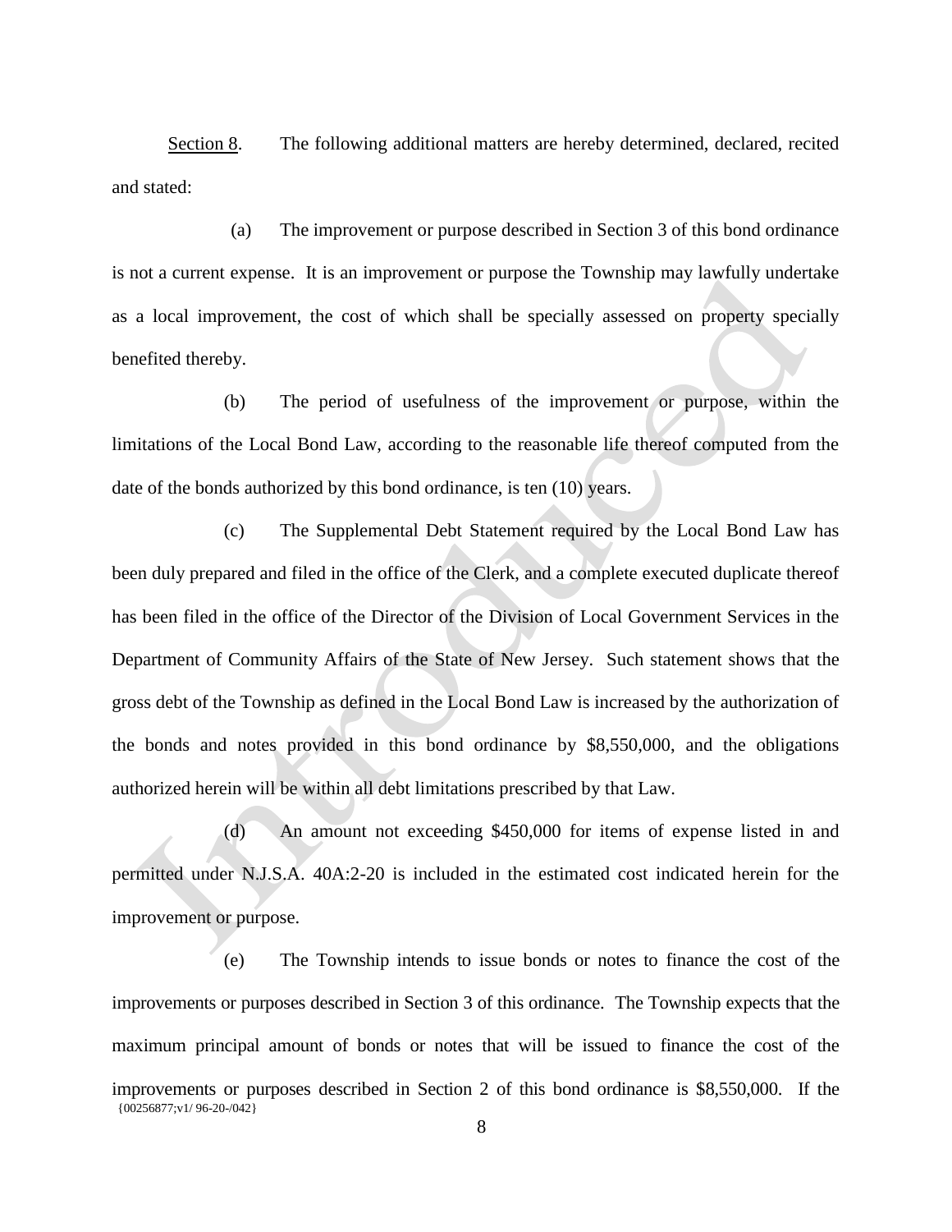Section 8. The following additional matters are hereby determined, declared, recited and stated:

(a) The improvement or purpose described in Section 3 of this bond ordinance is not a current expense. It is an improvement or purpose the Township may lawfully undertake as a local improvement, the cost of which shall be specially assessed on property specially benefited thereby.

(b) The period of usefulness of the improvement or purpose, within the limitations of the Local Bond Law, according to the reasonable life thereof computed from the date of the bonds authorized by this bond ordinance, is ten (10) years.

(c) The Supplemental Debt Statement required by the Local Bond Law has been duly prepared and filed in the office of the Clerk, and a complete executed duplicate thereof has been filed in the office of the Director of the Division of Local Government Services in the Department of Community Affairs of the State of New Jersey. Such statement shows that the gross debt of the Township as defined in the Local Bond Law is increased by the authorization of the bonds and notes provided in this bond ordinance by $8,550,000, and the obligations authorized herein will be within all debt limitations prescribed by that Law.

(d) An amount not exceeding $450,000 for items of expense listed in and permitted under N.J.S.A. 40A:2-20 is included in the estimated cost indicated herein for the improvement or purpose.

(e) The Township intends to issue bonds or notes to finance the cost of the improvements or purposes described in Section 3 of this ordinance. The Township expects that the maximum principal amount of bonds or notes that will be issued to finance the cost of the improvements or purposes described in Section 2 of this bond ordinance is $8,550,000. If the

{00256877;v1/ 96-20-/042}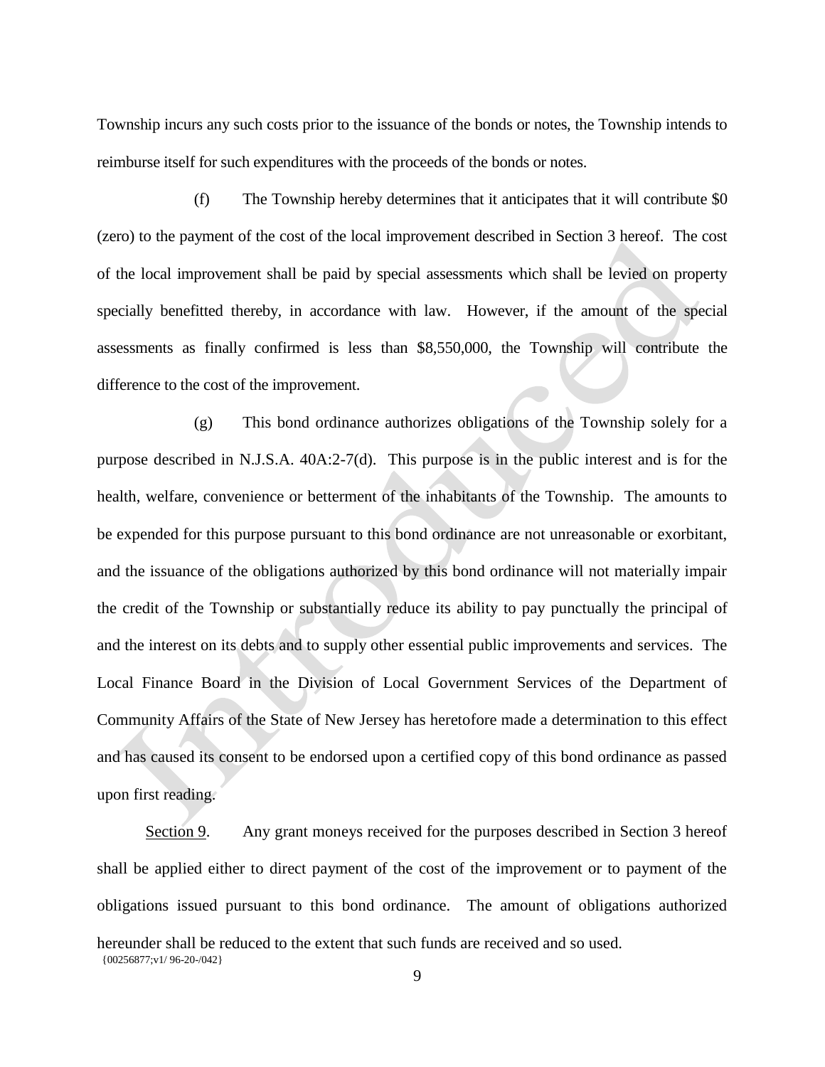Township incurs any such costs prior to the issuance of the bonds or notes, the Township intends to reimburse itself for such expenditures with the proceeds of the bonds or notes.

(f) The Township hereby determines that it anticipates that it will contribute $0 (zero) to the payment of the cost of the local improvement described in Section 3 hereof. The cost of the local improvement shall be paid by special assessments which shall be levied on property specially benefitted thereby, in accordance with law. However, if the amount of the special assessments as finally confirmed is less than $8,550,000, the Township will contribute the difference to the cost of the improvement.

(g) This bond ordinance authorizes obligations of the Township solely for a purpose described in N.J.S.A. 40A:2-7(d). This purpose is in the public interest and is for the health, welfare, convenience or betterment of the inhabitants of the Township. The amounts to be expended for this purpose pursuant to this bond ordinance are not unreasonable or exorbitant, and the issuance of the obligations authorized by this bond ordinance will not materially impair the credit of the Township or substantially reduce its ability to pay punctually the principal of and the interest on its debts and to supply other essential public improvements and services. The Local Finance Board in the Division of Local Government Services of the Department of Community Affairs of the State of New Jersey has heretofore made a determination to this effect and has caused its consent to be endorsed upon a certified copy of this bond ordinance as passed upon first reading.

Section 9. Any grant moneys received for the purposes described in Section 3 hereof shall be applied either to direct payment of the cost of the improvement or to payment of the obligations issued pursuant to this bond ordinance. The amount of obligations authorized hereunder shall be reduced to the extent that such funds are received and so used.

{00256877;v1/ 96-20-/042}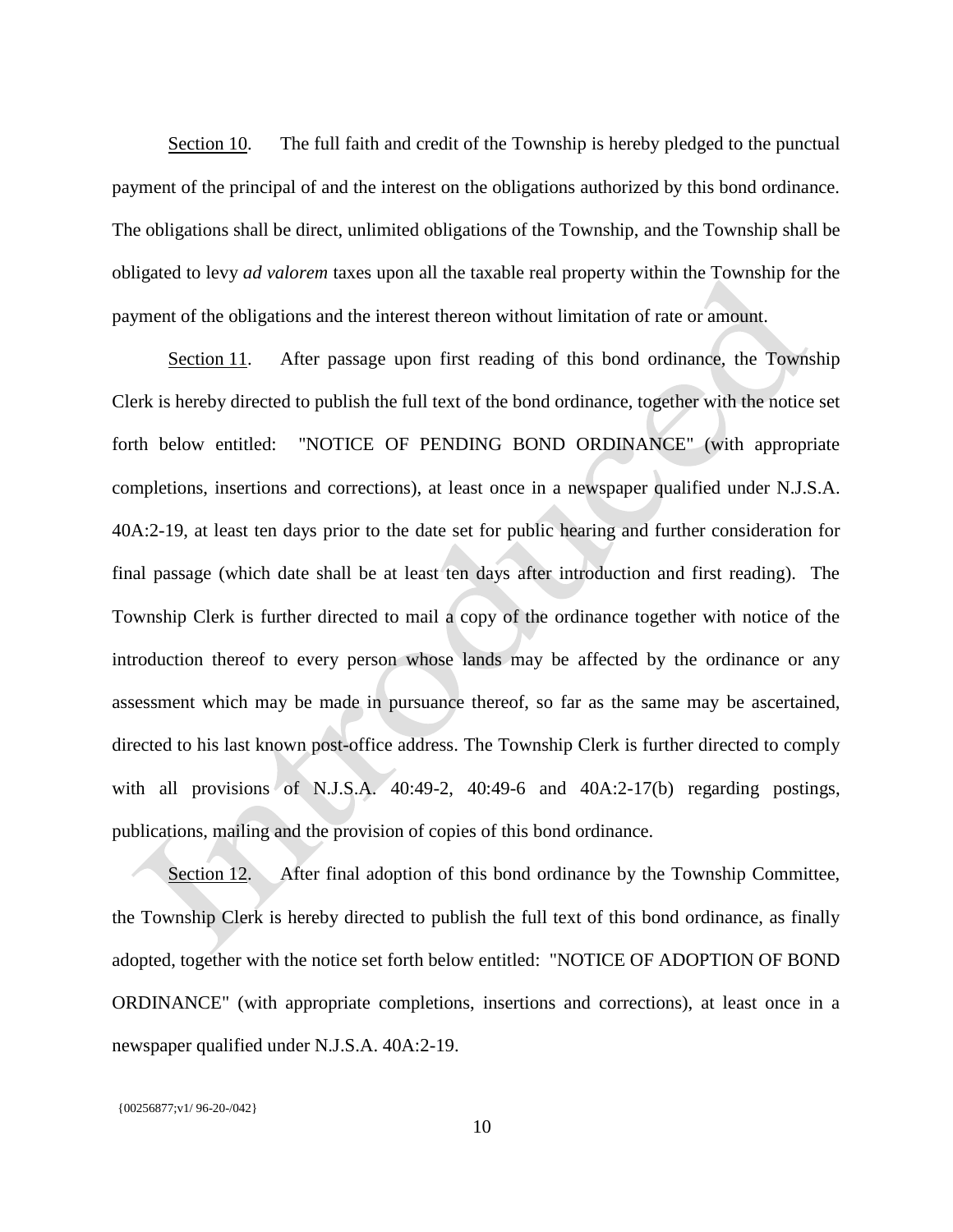Section 10. The full faith and credit of the Township is hereby pledged to the punctual payment of the principal of and the interest on the obligations authorized by this bond ordinance. The obligations shall be direct, unlimited obligations of the Township, and the Township shall be obligated to levy *ad valorem* taxes upon all the taxable real property within the Township for the payment of the obligations and the interest thereon without limitation of rate or amount.

Section 11. After passage upon first reading of this bond ordinance, the Township Clerk is hereby directed to publish the full text of the bond ordinance, together with the notice set forth below entitled: "NOTICE OF PENDING BOND ORDINANCE" (with appropriate completions, insertions and corrections), at least once in a newspaper qualified under N.J.S.A. 40A:2-19, at least ten days prior to the date set for public hearing and further consideration for final passage (which date shall be at least ten days after introduction and first reading). The Township Clerk is further directed to mail a copy of the ordinance together with notice of the introduction thereof to every person whose lands may be affected by the ordinance or any assessment which may be made in pursuance thereof, so far as the same may be ascertained, directed to his last known post-office address. The Township Clerk is further directed to comply with all provisions of N.J.S.A. 40:49-2, 40:49-6 and 40A:2-17(b) regarding postings, publications, mailing and the provision of copies of this bond ordinance.

Section 12. After final adoption of this bond ordinance by the Township Committee, the Township Clerk is hereby directed to publish the full text of this bond ordinance, as finally adopted, together with the notice set forth below entitled: "NOTICE OF ADOPTION OF BOND ORDINANCE" (with appropriate completions, insertions and corrections), at least once in a newspaper qualified under N.J.S.A. 40A:2-19.

{00256877;v1/ 96-20-/042}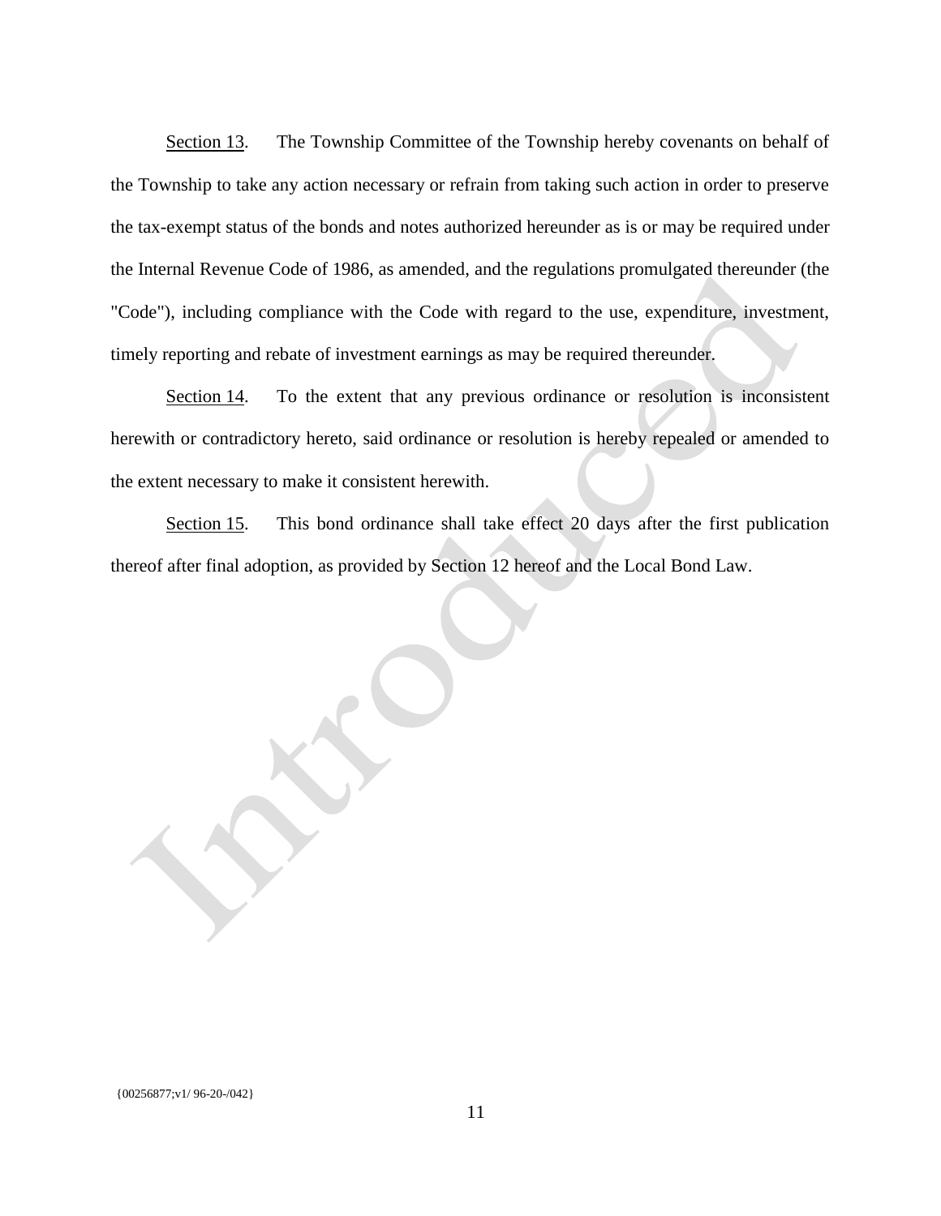<u>Section 13</u>. The Township Committee of the Township hereby covenants on behalf of the Township to take any action necessary or refrain from taking such action in order to preserve the tax-exempt status of the bonds and notes authorized hereunder as is or may be required under the Internal Revenue Code of 1986, as amended, and the regulations promulgated thereunder (the "Code"), including compliance with the Code with regard to the use, expenditure, investment, timely reporting and rebate of investment earnings as may be required thereunder.

<u>Section 14</u>. To the extent that any previous ordinance or resolution is inconsistent herewith or contradictory hereto, said ordinance or resolution is hereby repealed or amended to the extent necessary to make it consistent herewith.

<u>Section 15</u>. This bond ordinance shall take effect 20 days after the first publication thereof after final adoption, as provided by Section 12 hereof and the Local Bond Law.

{00256877;v1/ 96-20-/042}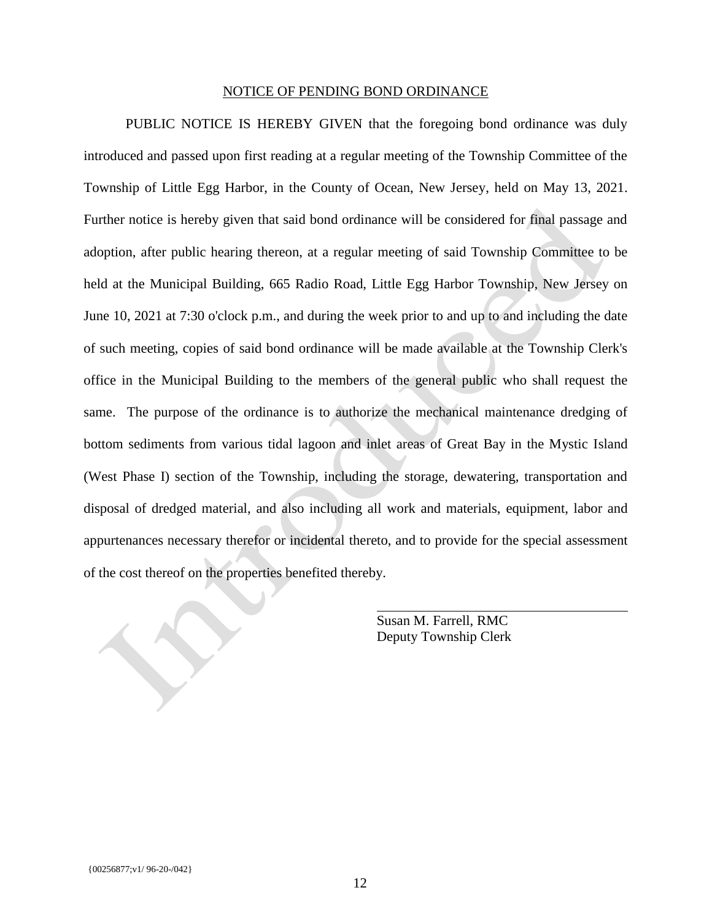NOTICE OF PENDING BOND ORDINANCE

PUBLIC NOTICE IS HEREBY GIVEN that the foregoing bond ordinance was duly introduced and passed upon first reading at a regular meeting of the Township Committee of the Township of Little Egg Harbor, in the County of Ocean, New Jersey, held on May 13, 2021. Further notice is hereby given that said bond ordinance will be considered for final passage and adoption, after public hearing thereon, at a regular meeting of said Township Committee to be held at the Municipal Building, 665 Radio Road, Little Egg Harbor Township, New Jersey on June 10, 2021 at 7:30 o'clock p.m., and during the week prior to and up to and including the date of such meeting, copies of said bond ordinance will be made available at the Township Clerk's office in the Municipal Building to the members of the general public who shall request the same. The purpose of the ordinance is to authorize the mechanical maintenance dredging of bottom sediments from various tidal lagoon and inlet areas of Great Bay in the Mystic Island (West Phase I) section of the Township, including the storage, dewatering, transportation and disposal of dredged material, and also including all work and materials, equipment, labor and appurtenances necessary therefor or incidental thereto, and to provide for the special assessment of the cost thereof on the properties benefited thereby.

Susan M. Farrell, RMC
Deputy Township Clerk

{00256877;v1/ 96-20-/042}